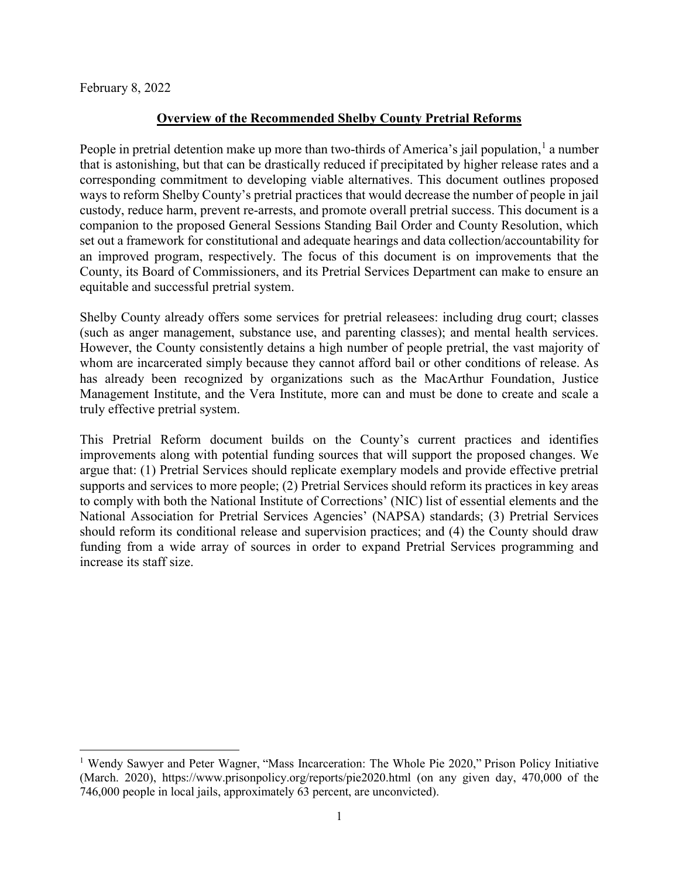February 8, 2022

**Overview of the Recommended Shelby County Pretrial Reforms**

People in pretrial detention make up more than two-thirds of America's jail population,[1] a number that is astonishing, but that can be drastically reduced if precipitated by higher release rates and a corresponding commitment to developing viable alternatives. This document outlines proposed ways to reform Shelby County's pretrial practices that would decrease the number of people in jail custody, reduce harm, prevent re-arrests, and promote overall pretrial success. This document is a companion to the proposed General Sessions Standing Bail Order and County Resolution, which set out a framework for constitutional and adequate hearings and data collection/accountability for an improved program, respectively. The focus of this document is on improvements that the County, its Board of Commissioners, and its Pretrial Services Department can make to ensure an equitable and successful pretrial system.

Shelby County already offers some services for pretrial releasees: including drug court; classes (such as anger management, substance use, and parenting classes); and mental health services. However, the County consistently detains a high number of people pretrial, the vast majority of whom are incarcerated simply because they cannot afford bail or other conditions of release. As has already been recognized by organizations such as the MacArthur Foundation, Justice Management Institute, and the Vera Institute, more can and must be done to create and scale a truly effective pretrial system.

This Pretrial Reform document builds on the County's current practices and identifies improvements along with potential funding sources that will support the proposed changes. We argue that: (1) Pretrial Services should replicate exemplary models and provide effective pretrial supports and services to more people; (2) Pretrial Services should reform its practices in key areas to comply with both the National Institute of Corrections' (NIC) list of essential elements and the National Association for Pretrial Services Agencies' (NAPSA) standards; (3) Pretrial Services should reform its conditional release and supervision practices; and (4) the County should draw funding from a wide array of sources in order to expand Pretrial Services programming and increase its staff size.

---

[1] Wendy Sawyer and Peter Wagner, "Mass Incarceration: The Whole Pie 2020," Prison Policy Initiative (March. 2020), https://www.prisonpolicy.org/reports/pie2020.html (on any given day, 470,000 of the 746,000 people in local jails, approximately 63 percent, are unconvicted).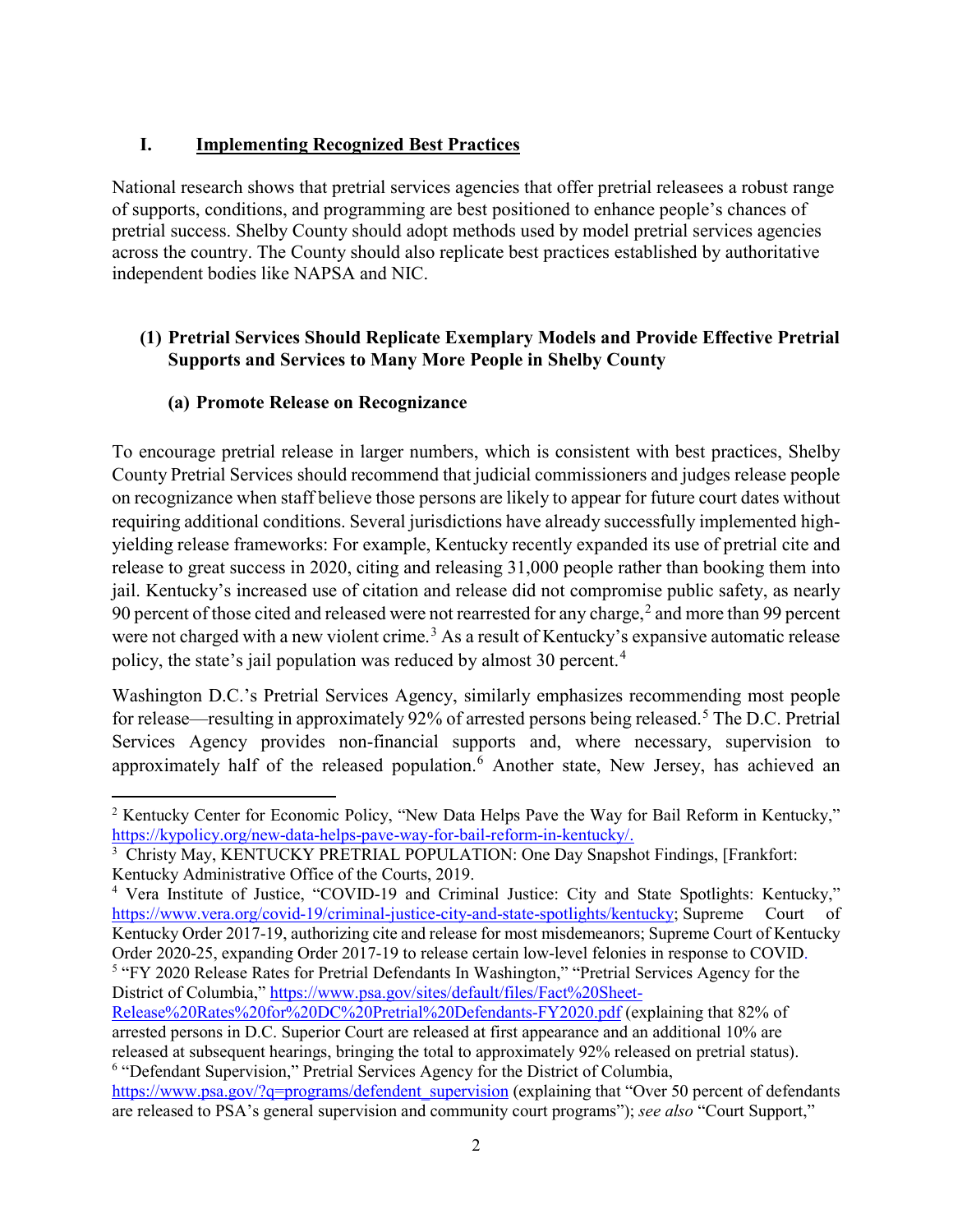## I. Implementing Recognized Best Practices

National research shows that pretrial services agencies that offer pretrial releasees a robust range of supports, conditions, and programming are best positioned to enhance people's chances of pretrial success. Shelby County should adopt methods used by model pretrial services agencies across the country. The County should also replicate best practices established by authoritative independent bodies like NAPSA and NIC.

### (1) Pretrial Services Should Replicate Exemplary Models and Provide Effective Pretrial Supports and Services to Many More People in Shelby County

#### (a) Promote Release on Recognizance

To encourage pretrial release in larger numbers, which is consistent with best practices, Shelby County Pretrial Services should recommend that judicial commissioners and judges release people on recognizance when staff believe those persons are likely to appear for future court dates without requiring additional conditions. Several jurisdictions have already successfully implemented high-yielding release frameworks: For example, Kentucky recently expanded its use of pretrial cite and release to great success in 2020, citing and releasing 31,000 people rather than booking them into jail. Kentucky's increased use of citation and release did not compromise public safety, as nearly 90 percent of those cited and released were not rearrested for any charge,[2] and more than 99 percent were not charged with a new violent crime.[3] As a result of Kentucky's expansive automatic release policy, the state's jail population was reduced by almost 30 percent.[4]

Washington D.C.'s Pretrial Services Agency, similarly emphasizes recommending most people for release—resulting in approximately 92% of arrested persons being released.[5] The D.C. Pretrial Services Agency provides non-financial supports and, where necessary, supervision to approximately half of the released population.[6] Another state, New Jersey, has achieved an

---

[2] Kentucky Center for Economic Policy, "New Data Helps Pave the Way for Bail Reform in Kentucky," https://kypolicy.org/new-data-helps-pave-way-for-bail-reform-in-kentucky/.

[3] Christy May, KENTUCKY PRETRIAL POPULATION: One Day Snapshot Findings, [Frankfort: Kentucky Administrative Office of the Courts, 2019.

[4] Vera Institute of Justice, "COVID-19 and Criminal Justice: City and State Spotlights: Kentucky," https://www.vera.org/covid-19/criminal-justice-city-and-state-spotlights/kentucky; Supreme Court of Kentucky Order 2017-19, authorizing cite and release for most misdemeanors; Supreme Court of Kentucky Order 2020-25, expanding Order 2017-19 to release certain low-level felonies in response to COVID.

[5] "FY 2020 Release Rates for Pretrial Defendants In Washington," "Pretrial Services Agency for the District of Columbia," https://www.psa.gov/sites/default/files/Fact%20Sheet-Release%20Rates%20for%20DC%20Pretrial%20Defendants-FY2020.pdf (explaining that 82% of arrested persons in D.C. Superior Court are released at first appearance and an additional 10% are released at subsequent hearings, bringing the total to approximately 92% released on pretrial status).

[6] "Defendant Supervision," Pretrial Services Agency for the District of Columbia, https://www.psa.gov/?q=programs/defendent_supervision (explaining that "Over 50 percent of defendants are released to PSA's general supervision and community court programs"); *see also* "Court Support,"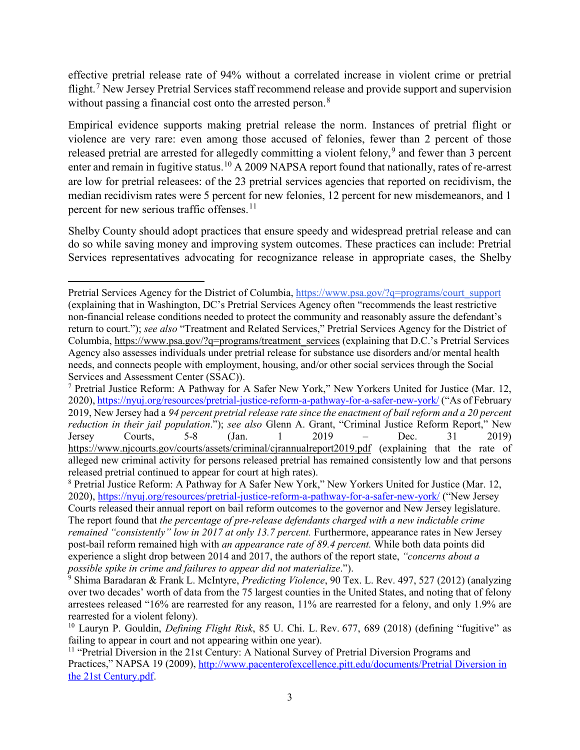effective pretrial release rate of 94% without a correlated increase in violent crime or pretrial flight.[7] New Jersey Pretrial Services staff recommend release and provide support and supervision without passing a financial cost onto the arrested person.[8]

Empirical evidence supports making pretrial release the norm. Instances of pretrial flight or violence are very rare: even among those accused of felonies, fewer than 2 percent of those released pretrial are arrested for allegedly committing a violent felony,[9] and fewer than 3 percent enter and remain in fugitive status.[10] A 2009 NAPSA report found that nationally, rates of re-arrest are low for pretrial releasees: of the 23 pretrial services agencies that reported on recidivism, the median recidivism rates were 5 percent for new felonies, 12 percent for new misdemeanors, and 1 percent for new serious traffic offenses.[11]

Shelby County should adopt practices that ensure speedy and widespread pretrial release and can do so while saving money and improving system outcomes. These practices can include: Pretrial Services representatives advocating for recognizance release in appropriate cases, the Shelby

---

Pretrial Services Agency for the District of Columbia, https://www.psa.gov/?q=programs/court_support (explaining that in Washington, DC's Pretrial Services Agency often "recommends the least restrictive non-financial release conditions needed to protect the community and reasonably assure the defendant's return to court."); *see also* "Treatment and Related Services," Pretrial Services Agency for the District of Columbia, https://www.psa.gov/?q=programs/treatment_services (explaining that D.C.'s Pretrial Services Agency also assesses individuals under pretrial release for substance use disorders and/or mental health needs, and connects people with employment, housing, and/or other social services through the Social Services and Assessment Center (SSAC)).

[7] Pretrial Justice Reform: A Pathway for A Safer New York," New Yorkers United for Justice (Mar. 12, 2020), https://nyuj.org/resources/pretrial-justice-reform-a-pathway-for-a-safer-new-york/ ("As of February 2019, New Jersey had a *94 percent pretrial release rate since the enactment of bail reform and a 20 percent reduction in their jail population*."); *see also* Glenn A. Grant, "Criminal Justice Reform Report," New Jersey Courts, 5-8 (Jan. 1 2019 – Dec. 31 2019) https://www.njcourts.gov/courts/assets/criminal/cjrannualreport2019.pdf (explaining that the rate of alleged new criminal activity for persons released pretrial has remained consistently low and that persons released pretrial continued to appear for court at high rates).

[8] Pretrial Justice Reform: A Pathway for A Safer New York," New Yorkers United for Justice (Mar. 12, 2020), https://nyuj.org/resources/pretrial-justice-reform-a-pathway-for-a-safer-new-york/ ("New Jersey Courts released their annual report on bail reform outcomes to the governor and New Jersey legislature. The report found that *the percentage of pre-release defendants charged with a new indictable crime remained "consistently" low in 2017 at only 13.7 percent.* Furthermore, appearance rates in New Jersey post-bail reform remained high with *an appearance rate of 89.4 percent.* While both data points did experience a slight drop between 2014 and 2017, the authors of the report state, *"concerns about a possible spike in crime and failures to appear did not materialize*.").

[9] Shima Baradaran & Frank L. McIntyre, *Predicting Violence*, 90 Tex. L. Rev. 497, 527 (2012) (analyzing over two decades' worth of data from the 75 largest counties in the United States, and noting that of felony arrestees released "16% are rearrested for any reason, 11% are rearrested for a felony, and only 1.9% are rearrested for a violent felony).

[10] Lauryn P. Gouldin, *Defining Flight Risk*, 85 U. Chi. L. Rev. 677, 689 (2018) (defining "fugitive" as failing to appear in court and not appearing within one year).

[11] "Pretrial Diversion in the 21st Century: A National Survey of Pretrial Diversion Programs and Practices," NAPSA 19 (2009), http://www.pacenterofexcellence.pitt.edu/documents/Pretrial Diversion in the 21st Century.pdf.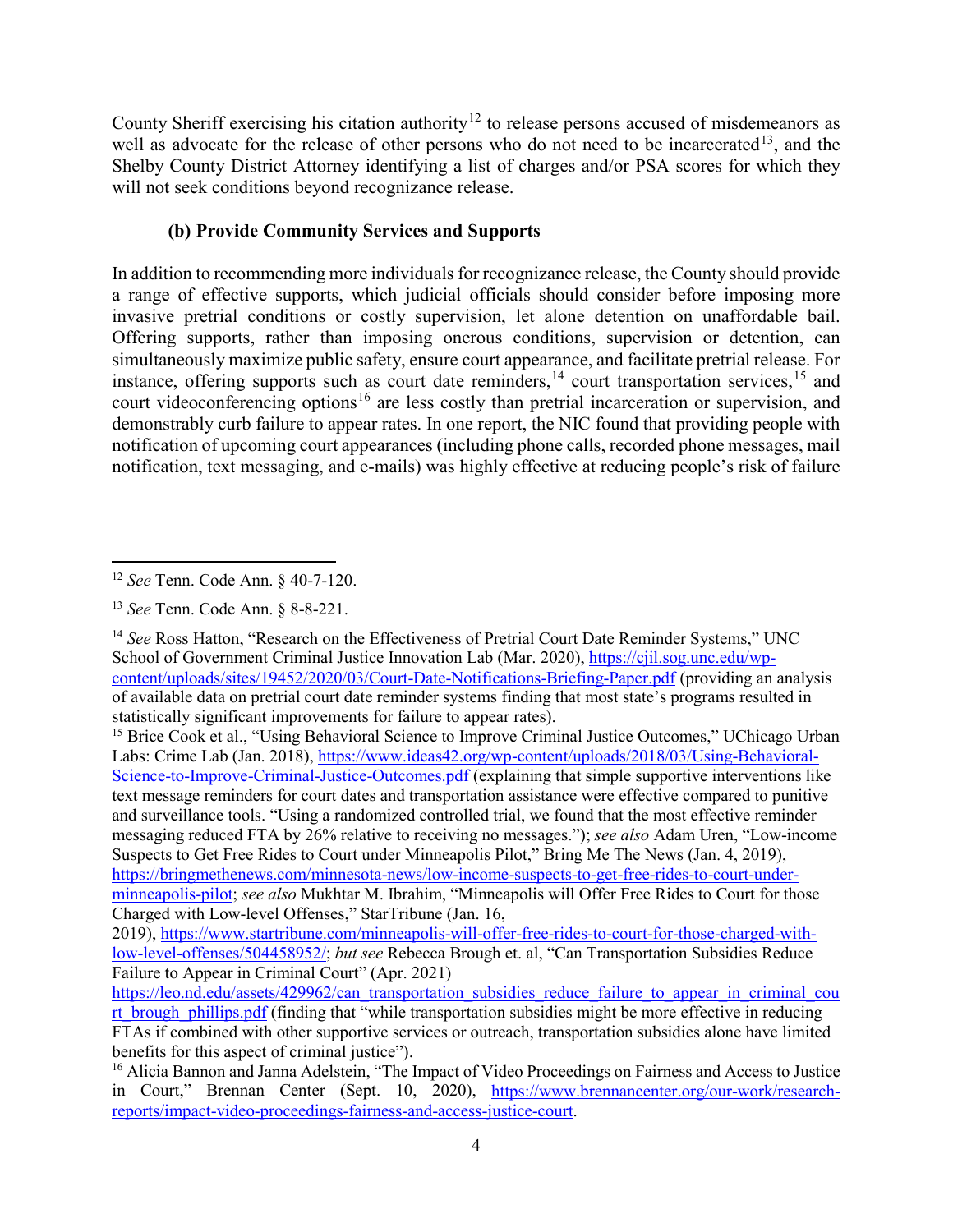County Sheriff exercising his citation authority[12] to release persons accused of misdemeanors as well as advocate for the release of other persons who do not need to be incarcerated[13], and the Shelby County District Attorney identifying a list of charges and/or PSA scores for which they will not seek conditions beyond recognizance release.

#### (b) Provide Community Services and Supports

In addition to recommending more individuals for recognizance release, the County should provide a range of effective supports, which judicial officials should consider before imposing more invasive pretrial conditions or costly supervision, let alone detention on unaffordable bail. Offering supports, rather than imposing onerous conditions, supervision or detention, can simultaneously maximize public safety, ensure court appearance, and facilitate pretrial release. For instance, offering supports such as court date reminders,[14] court transportation services,[15] and court videoconferencing options[16] are less costly than pretrial incarceration or supervision, and demonstrably curb failure to appear rates. In one report, the NIC found that providing people with notification of upcoming court appearances (including phone calls, recorded phone messages, mail notification, text messaging, and e-mails) was highly effective at reducing people's risk of failure

---

[12] *See* Tenn. Code Ann. § 40-7-120.

[13] *See* Tenn. Code Ann. § 8-8-221.

[14] *See* Ross Hatton, "Research on the Effectiveness of Pretrial Court Date Reminder Systems," UNC School of Government Criminal Justice Innovation Lab (Mar. 2020), https://cjil.sog.unc.edu/wp-content/uploads/sites/19452/2020/03/Court-Date-Notifications-Briefing-Paper.pdf (providing an analysis of available data on pretrial court date reminder systems finding that most state's programs resulted in statistically significant improvements for failure to appear rates).

[15] Brice Cook et al., "Using Behavioral Science to Improve Criminal Justice Outcomes," UChicago Urban Labs: Crime Lab (Jan. 2018), https://www.ideas42.org/wp-content/uploads/2018/03/Using-Behavioral-Science-to-Improve-Criminal-Justice-Outcomes.pdf (explaining that simple supportive interventions like text message reminders for court dates and transportation assistance were effective compared to punitive and surveillance tools. "Using a randomized controlled trial, we found that the most effective reminder messaging reduced FTA by 26% relative to receiving no messages."); *see also* Adam Uren, "Low-income Suspects to Get Free Rides to Court under Minneapolis Pilot," Bring Me The News (Jan. 4, 2019), https://bringmethenews.com/minnesota-news/low-income-suspects-to-get-free-rides-to-court-under-minneapolis-pilot; *see also* Mukhtar M. Ibrahim, "Minneapolis will Offer Free Rides to Court for those Charged with Low-level Offenses," StarTribune (Jan. 16, 2019), https://www.startribune.com/minneapolis-will-offer-free-rides-to-court-for-those-charged-with-low-level-offenses/504458952/; *but see* Rebecca Brough et. al, "Can Transportation Subsidies Reduce Failure to Appear in Criminal Court" (Apr. 2021) https://leo.nd.edu/assets/429962/can_transportation_subsidies_reduce_failure_to_appear_in_criminal_court_brough_phillips.pdf (finding that "while transportation subsidies might be more effective in reducing FTAs if combined with other supportive services or outreach, transportation subsidies alone have limited benefits for this aspect of criminal justice").

[16] Alicia Bannon and Janna Adelstein, "The Impact of Video Proceedings on Fairness and Access to Justice in Court," Brennan Center (Sept. 10, 2020), https://www.brennancenter.org/our-work/research-reports/impact-video-proceedings-fairness-and-access-justice-court.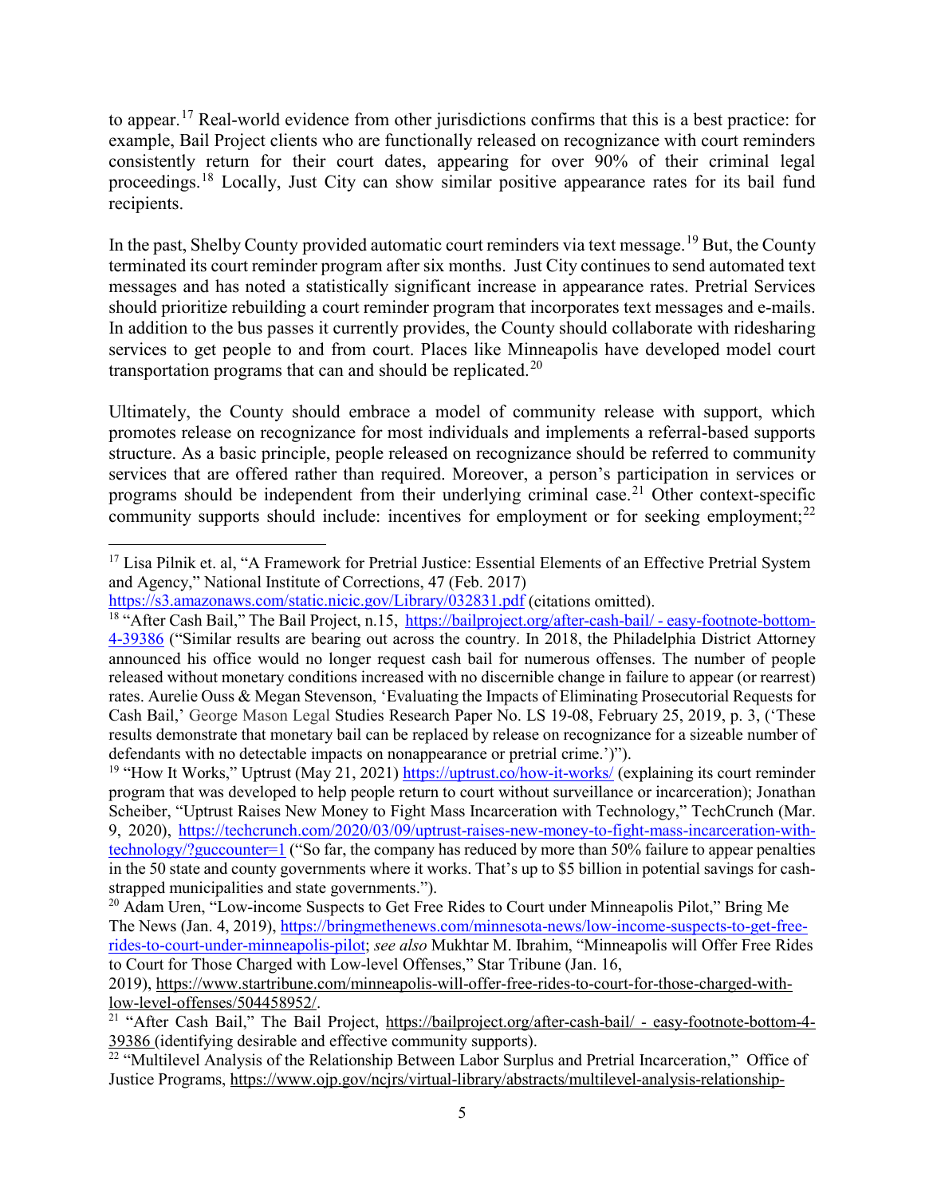to appear.[17] Real-world evidence from other jurisdictions confirms that this is a best practice: for example, Bail Project clients who are functionally released on recognizance with court reminders consistently return for their court dates, appearing for over 90% of their criminal legal proceedings.[18] Locally, Just City can show similar positive appearance rates for its bail fund recipients.

In the past, Shelby County provided automatic court reminders via text message.[19] But, the County terminated its court reminder program after six months. Just City continues to send automated text messages and has noted a statistically significant increase in appearance rates. Pretrial Services should prioritize rebuilding a court reminder program that incorporates text messages and e-mails. In addition to the bus passes it currently provides, the County should collaborate with ridesharing services to get people to and from court. Places like Minneapolis have developed model court transportation programs that can and should be replicated.[20]

Ultimately, the County should embrace a model of community release with support, which promotes release on recognizance for most individuals and implements a referral-based supports structure. As a basic principle, people released on recognizance should be referred to community services that are offered rather than required. Moreover, a person's participation in services or programs should be independent from their underlying criminal case.[21] Other context-specific community supports should include: incentives for employment or for seeking employment;[22]

---

[17] Lisa Pilnik et. al, "A Framework for Pretrial Justice: Essential Elements of an Effective Pretrial System and Agency," National Institute of Corrections, 47 (Feb. 2017) https://s3.amazonaws.com/static.nicic.gov/Library/032831.pdf (citations omitted).

[18] "After Cash Bail," The Bail Project, n.15, https://bailproject.org/after-cash-bail/ - easy-footnote-bottom-4-39386 ("Similar results are bearing out across the country. In 2018, the Philadelphia District Attorney announced his office would no longer request cash bail for numerous offenses. The number of people released without monetary conditions increased with no discernible change in failure to appear (or rearrest) rates. Aurelie Ouss & Megan Stevenson, 'Evaluating the Impacts of Eliminating Prosecutorial Requests for Cash Bail,' George Mason Legal Studies Research Paper No. LS 19-08, February 25, 2019, p. 3, ('These results demonstrate that monetary bail can be replaced by release on recognizance for a sizeable number of defendants with no detectable impacts on nonappearance or pretrial crime.')").

[19] "How It Works," Uptrust (May 21, 2021) https://uptrust.co/how-it-works/ (explaining its court reminder program that was developed to help people return to court without surveillance or incarceration); Jonathan Scheiber, "Uptrust Raises New Money to Fight Mass Incarceration with Technology," TechCrunch (Mar. 9, 2020), https://techcrunch.com/2020/03/09/uptrust-raises-new-money-to-fight-mass-incarceration-with-technology/?guccounter=1 ("So far, the company has reduced by more than 50% failure to appear penalties in the 50 state and county governments where it works. That's up to $5 billion in potential savings for cash-strapped municipalities and state governments.").

[20] Adam Uren, "Low-income Suspects to Get Free Rides to Court under Minneapolis Pilot," Bring Me The News (Jan. 4, 2019), https://bringmethenews.com/minnesota-news/low-income-suspects-to-get-free-rides-to-court-under-minneapolis-pilot; *see also* Mukhtar M. Ibrahim, "Minneapolis will Offer Free Rides to Court for Those Charged with Low-level Offenses," Star Tribune (Jan. 16, 2019), https://www.startribune.com/minneapolis-will-offer-free-rides-to-court-for-those-charged-with-low-level-offenses/504458952/.

[21] "After Cash Bail," The Bail Project, https://bailproject.org/after-cash-bail/ - easy-footnote-bottom-4-39386 (identifying desirable and effective community supports).

[22] "Multilevel Analysis of the Relationship Between Labor Surplus and Pretrial Incarceration," Office of Justice Programs, https://www.ojp.gov/ncjrs/virtual-library/abstracts/multilevel-analysis-relationship-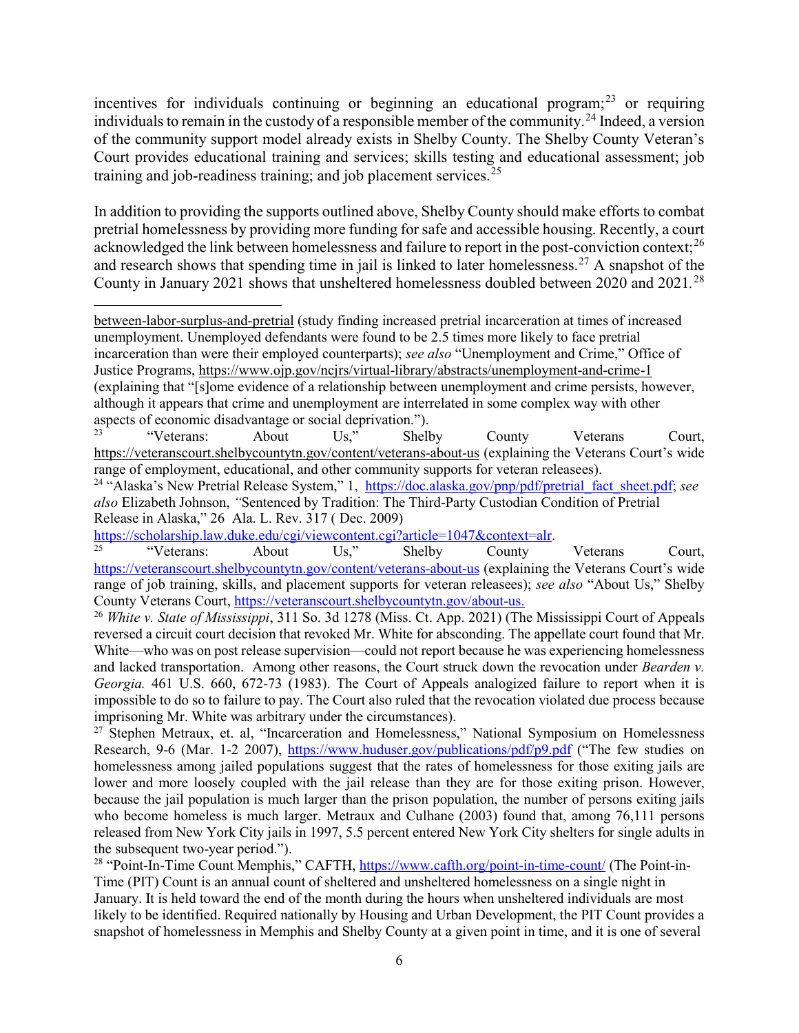incentives for individuals continuing or beginning an educational program;[23] or requiring individuals to remain in the custody of a responsible member of the community.[24] Indeed, a version of the community support model already exists in Shelby County. The Shelby County Veteran's Court provides educational training and services; skills testing and educational assessment; job training and job-readiness training; and job placement services.[25]

In addition to providing the supports outlined above, Shelby County should make efforts to combat pretrial homelessness by providing more funding for safe and accessible housing. Recently, a court acknowledged the link between homelessness and failure to report in the post-conviction context;[26] and research shows that spending time in jail is linked to later homelessness.[27] A snapshot of the County in January 2021 shows that unsheltered homelessness doubled between 2020 and 2021.[28]

---

between-labor-surplus-and-pretrial (study finding increased pretrial incarceration at times of increased unemployment. Unemployed defendants were found to be 2.5 times more likely to face pretrial incarceration than were their employed counterparts); *see also* "Unemployment and Crime," Office of Justice Programs, https://www.ojp.gov/ncjrs/virtual-library/abstracts/unemployment-and-crime-1 (explaining that "[s]ome evidence of a relationship between unemployment and crime persists, however, although it appears that crime and unemployment are interrelated in some complex way with other aspects of economic disadvantage or social deprivation.").

[23] "Veterans: About Us," Shelby County Veterans Court, https://veteranscourt.shelbycountytn.gov/content/veterans-about-us (explaining the Veterans Court's wide range of employment, educational, and other community supports for veteran releasees).

[24] "Alaska's New Pretrial Release System," 1, https://doc.alaska.gov/pnp/pdf/pretrial_fact_sheet.pdf; *see also* Elizabeth Johnson, *"*Sentenced by Tradition: The Third-Party Custodian Condition of Pretrial Release in Alaska," 26 Ala. L. Rev. 317 ( Dec. 2009) https://scholarship.law.duke.edu/cgi/viewcontent.cgi?article=1047&context=alr.

[25] "Veterans: About Us," Shelby County Veterans Court, https://veteranscourt.shelbycountytn.gov/content/veterans-about-us (explaining the Veterans Court's wide range of job training, skills, and placement supports for veteran releasees); *see also* "About Us," Shelby County Veterans Court, https://veteranscourt.shelbycountytn.gov/about-us.

[26] *White v. State of Mississippi*, 311 So. 3d 1278 (Miss. Ct. App. 2021) (The Mississippi Court of Appeals reversed a circuit court decision that revoked Mr. White for absconding. The appellate court found that Mr. White—who was on post release supervision—could not report because he was experiencing homelessness and lacked transportation. Among other reasons, the Court struck down the revocation under *Bearden v. Georgia.* 461 U.S. 660, 672-73 (1983). The Court of Appeals analogized failure to report when it is impossible to do so to failure to pay. The Court also ruled that the revocation violated due process because imprisoning Mr. White was arbitrary under the circumstances).

[27] Stephen Metraux, et. al, "Incarceration and Homelessness," National Symposium on Homelessness Research, 9-6 (Mar. 1-2 2007), https://www.huduser.gov/publications/pdf/p9.pdf ("The few studies on homelessness among jailed populations suggest that the rates of homelessness for those exiting jails are lower and more loosely coupled with the jail release than they are for those exiting prison. However, because the jail population is much larger than the prison population, the number of persons exiting jails who become homeless is much larger. Metraux and Culhane (2003) found that, among 76,111 persons released from New York City jails in 1997, 5.5 percent entered New York City shelters for single adults in the subsequent two-year period.").

[28] "Point-In-Time Count Memphis," CAFTH, https://www.cafth.org/point-in-time-count/ (The Point-in-Time (PIT) Count is an annual count of sheltered and unsheltered homelessness on a single night in January. It is held toward the end of the month during the hours when unsheltered individuals are most likely to be identified. Required nationally by Housing and Urban Development, the PIT Count provides a snapshot of homelessness in Memphis and Shelby County at a given point in time, and it is one of several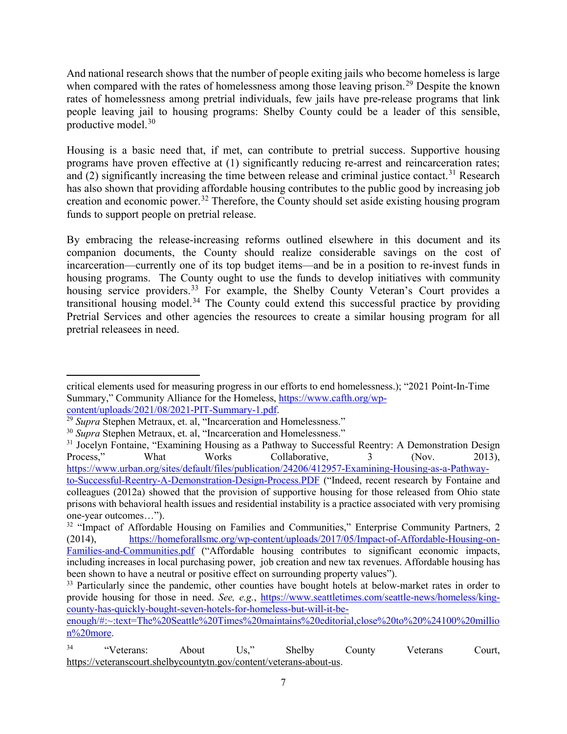And national research shows that the number of people exiting jails who become homeless is large when compared with the rates of homelessness among those leaving prison.[29] Despite the known rates of homelessness among pretrial individuals, few jails have pre-release programs that link people leaving jail to housing programs: Shelby County could be a leader of this sensible, productive model.[30]

Housing is a basic need that, if met, can contribute to pretrial success. Supportive housing programs have proven effective at (1) significantly reducing re-arrest and reincarceration rates; and (2) significantly increasing the time between release and criminal justice contact.[31] Research has also shown that providing affordable housing contributes to the public good by increasing job creation and economic power.[32] Therefore, the County should set aside existing housing program funds to support people on pretrial release.

By embracing the release-increasing reforms outlined elsewhere in this document and its companion documents, the County should realize considerable savings on the cost of incarceration—currently one of its top budget items—and be in a position to re-invest funds in housing programs. The County ought to use the funds to develop initiatives with community housing service providers.[33] For example, the Shelby County Veteran's Court provides a transitional housing model.[34] The County could extend this successful practice by providing Pretrial Services and other agencies the resources to create a similar housing program for all pretrial releasees in need.

---

critical elements used for measuring progress in our efforts to end homelessness.); "2021 Point-In-Time Summary," Community Alliance for the Homeless, https://www.cafth.org/wp-content/uploads/2021/08/2021-PIT-Summary-1.pdf.

[29] *Supra* Stephen Metraux, et. al, "Incarceration and Homelessness."

[30] *Supra* Stephen Metraux, et. al, "Incarceration and Homelessness."

[31] Jocelyn Fontaine, "Examining Housing as a Pathway to Successful Reentry: A Demonstration Design Process," What Works Collaborative, 3 (Nov. 2013), https://www.urban.org/sites/default/files/publication/24206/412957-Examining-Housing-as-a-Pathway-to-Successful-Reentry-A-Demonstration-Design-Process.PDF ("Indeed, recent research by Fontaine and colleagues (2012a) showed that the provision of supportive housing for those released from Ohio state prisons with behavioral health issues and residential instability is a practice associated with very promising one-year outcomes…").

[32] "Impact of Affordable Housing on Families and Communities," Enterprise Community Partners, 2 (2014), https://homeforallsmc.org/wp-content/uploads/2017/05/Impact-of-Affordable-Housing-on-Families-and-Communities.pdf ("Affordable housing contributes to significant economic impacts, including increases in local purchasing power, job creation and new tax revenues. Affordable housing has been shown to have a neutral or positive effect on surrounding property values").

[33] Particularly since the pandemic, other counties have bought hotels at below-market rates in order to provide housing for those in need. *See, e.g.*, https://www.seattletimes.com/seattle-news/homeless/king-county-has-quickly-bought-seven-hotels-for-homeless-but-will-it-be-enough/#:~:text=The%20Seattle%20Times%20maintains%20editorial,close%20to%20%24100%20million%20more.

[34] "Veterans: About Us," Shelby County Veterans Court, https://veteranscourt.shelbycountytn.gov/content/veterans-about-us.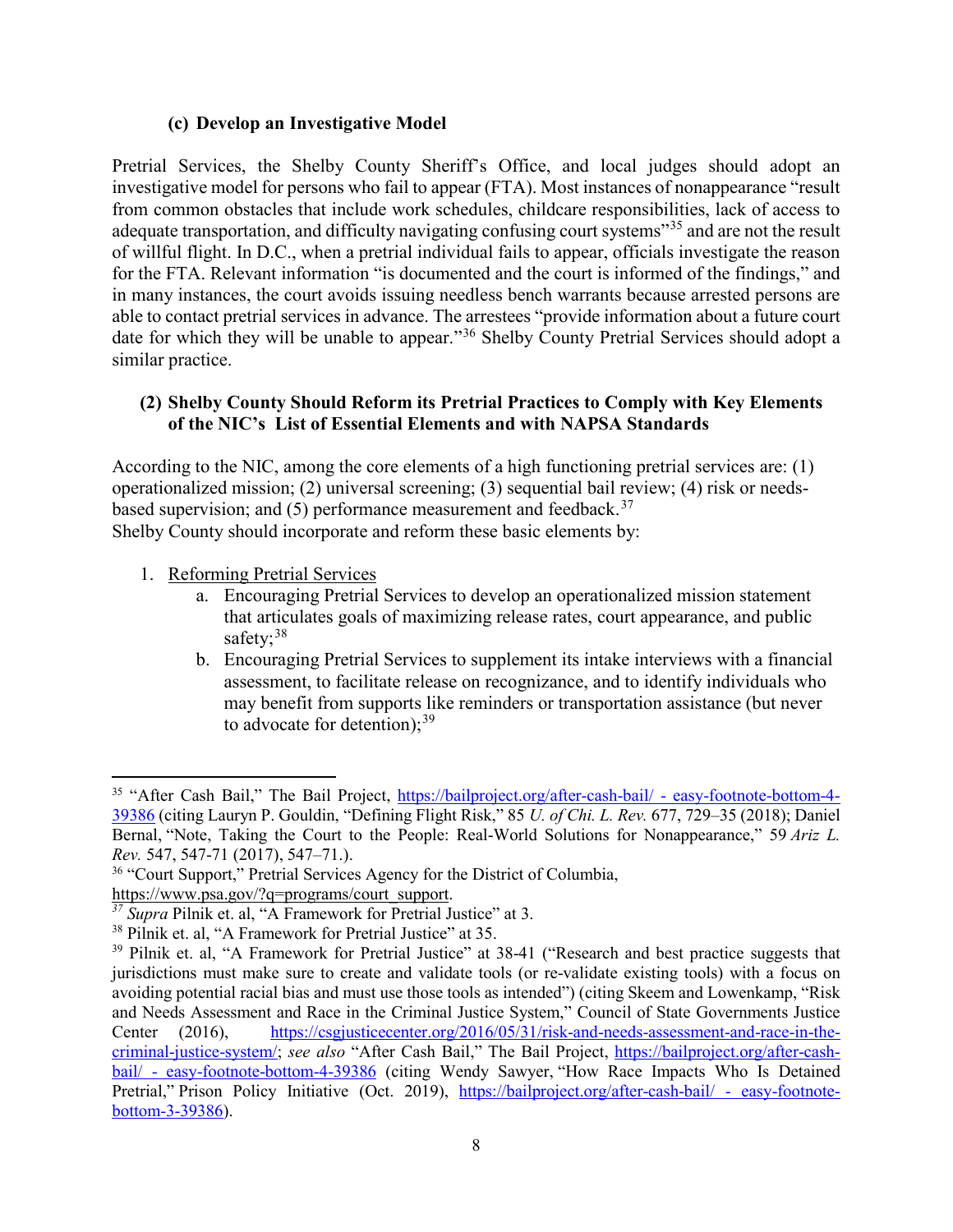**(c) Develop an Investigative Model**

Pretrial Services, the Shelby County Sheriff's Office, and local judges should adopt an investigative model for persons who fail to appear (FTA). Most instances of nonappearance "result from common obstacles that include work schedules, childcare responsibilities, lack of access to adequate transportation, and difficulty navigating confusing court systems"[35] and are not the result of willful flight. In D.C., when a pretrial individual fails to appear, officials investigate the reason for the FTA. Relevant information "is documented and the court is informed of the findings," and in many instances, the court avoids issuing needless bench warrants because arrested persons are able to contact pretrial services in advance. The arrestees "provide information about a future court date for which they will be unable to appear."[36] Shelby County Pretrial Services should adopt a similar practice.

**(2) Shelby County Should Reform its Pretrial Practices to Comply with Key Elements of the NIC's List of Essential Elements and with NAPSA Standards**

According to the NIC, among the core elements of a high functioning pretrial services are: (1) operationalized mission; (2) universal screening; (3) sequential bail review; (4) risk or needs-based supervision; and (5) performance measurement and feedback.[37]
Shelby County should incorporate and reform these basic elements by:

1. Reforming Pretrial Services
    a. Encouraging Pretrial Services to develop an operationalized mission statement that articulates goals of maximizing release rates, court appearance, and public safety;[38]
    b. Encouraging Pretrial Services to supplement its intake interviews with a financial assessment, to facilitate release on recognizance, and to identify individuals who may benefit from supports like reminders or transportation assistance (but never to advocate for detention);[39]

---

[35] "After Cash Bail," The Bail Project, https://bailproject.org/after-cash-bail/ - easy-footnote-bottom-4-39386 (citing Lauryn P. Gouldin, "Defining Flight Risk," 85 *U. of Chi. L. Rev.* 677, 729–35 (2018); Daniel Bernal, "Note, Taking the Court to the People: Real-World Solutions for Nonappearance," 59 *Ariz L. Rev.* 547, 547-71 (2017), 547–71.).

[36] "Court Support," Pretrial Services Agency for the District of Columbia, https://www.psa.gov/?q=programs/court_support.

[37] *Supra* Pilnik et. al, "A Framework for Pretrial Justice" at 3.

[38] Pilnik et. al, "A Framework for Pretrial Justice" at 35.

[39] Pilnik et. al, "A Framework for Pretrial Justice" at 38-41 ("Research and best practice suggests that jurisdictions must make sure to create and validate tools (or re-validate existing tools) with a focus on avoiding potential racial bias and must use those tools as intended") (citing Skeem and Lowenkamp, "Risk and Needs Assessment and Race in the Criminal Justice System," Council of State Governments Justice Center (2016), https://csgjusticecenter.org/2016/05/31/risk-and-needs-assessment-and-race-in-the-criminal-justice-system/; *see also* "After Cash Bail," The Bail Project, https://bailproject.org/after-cash-bail/ - easy-footnote-bottom-4-39386 (citing Wendy Sawyer, "How Race Impacts Who Is Detained Pretrial," Prison Policy Initiative (Oct. 2019), https://bailproject.org/after-cash-bail/ - easy-footnote-bottom-3-39386).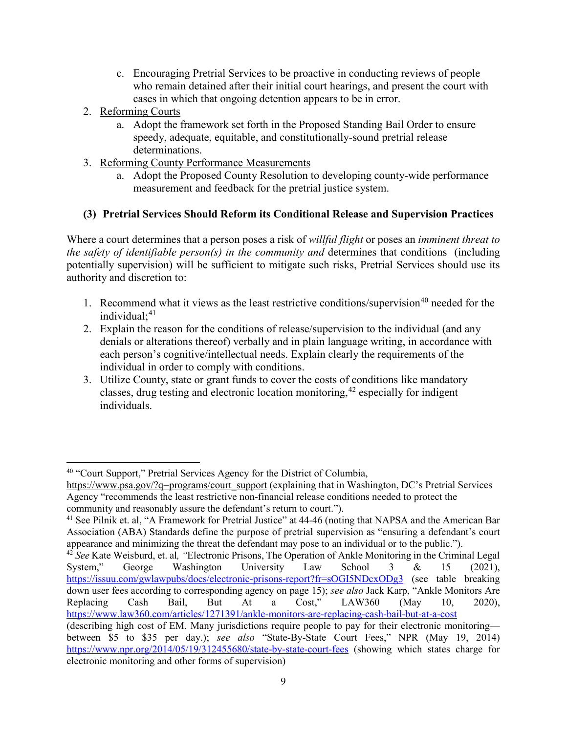c. Encouraging Pretrial Services to be proactive in conducting reviews of people who remain detained after their initial court hearings, and present the court with cases in which that ongoing detention appears to be in error.

2. Reforming Courts
   a. Adopt the framework set forth in the Proposed Standing Bail Order to ensure speedy, adequate, equitable, and constitutionally-sound pretrial release determinations.
3. Reforming County Performance Measurements
   a. Adopt the Proposed County Resolution to developing county-wide performance measurement and feedback for the pretrial justice system.

### (3) Pretrial Services Should Reform its Conditional Release and Supervision Practices

Where a court determines that a person poses a risk of *willful flight* or poses an *imminent threat to the safety of identifiable person(s) in the community and* determines that conditions (including potentially supervision) will be sufficient to mitigate such risks, Pretrial Services should use its authority and discretion to:

1. Recommend what it views as the least restrictive conditions/supervision[40] needed for the individual;[41]
2. Explain the reason for the conditions of release/supervision to the individual (and any denials or alterations thereof) verbally and in plain language writing, in accordance with each person's cognitive/intellectual needs. Explain clearly the requirements of the individual in order to comply with conditions.
3. Utilize County, state or grant funds to cover the costs of conditions like mandatory classes, drug testing and electronic location monitoring,[42] especially for indigent individuals.

---

[40] "Court Support," Pretrial Services Agency for the District of Columbia, https://www.psa.gov/?q=programs/court_support (explaining that in Washington, DC's Pretrial Services Agency "recommends the least restrictive non-financial release conditions needed to protect the community and reasonably assure the defendant's return to court.").

[41] See Pilnik et. al, "A Framework for Pretrial Justice" at 44-46 (noting that NAPSA and the American Bar Association (ABA) Standards define the purpose of pretrial supervision as "ensuring a defendant's court appearance and minimizing the threat the defendant may pose to an individual or to the public.").

[42] *See* Kate Weisburd, et. al*, "*Electronic Prisons, The Operation of Ankle Monitoring in the Criminal Legal System," George Washington University Law School 3 & 15 (2021), https://issuu.com/gwlawpubs/docs/electronic-prisons-report?fr=sOGI5NDcxODg3 (see table breaking down user fees according to corresponding agency on page 15); *see also* Jack Karp, "Ankle Monitors Are Replacing Cash Bail, But At a Cost," LAW360 (May 10, 2020), https://www.law360.com/articles/1271391/ankle-monitors-are-replacing-cash-bail-but-at-a-cost (describing high cost of EM. Many jurisdictions require people to pay for their electronic monitoring—between $5 to $35 per day.); *see also* "State-By-State Court Fees," NPR (May 19, 2014) https://www.npr.org/2014/05/19/312455680/state-by-state-court-fees (showing which states charge for electronic monitoring and other forms of supervision)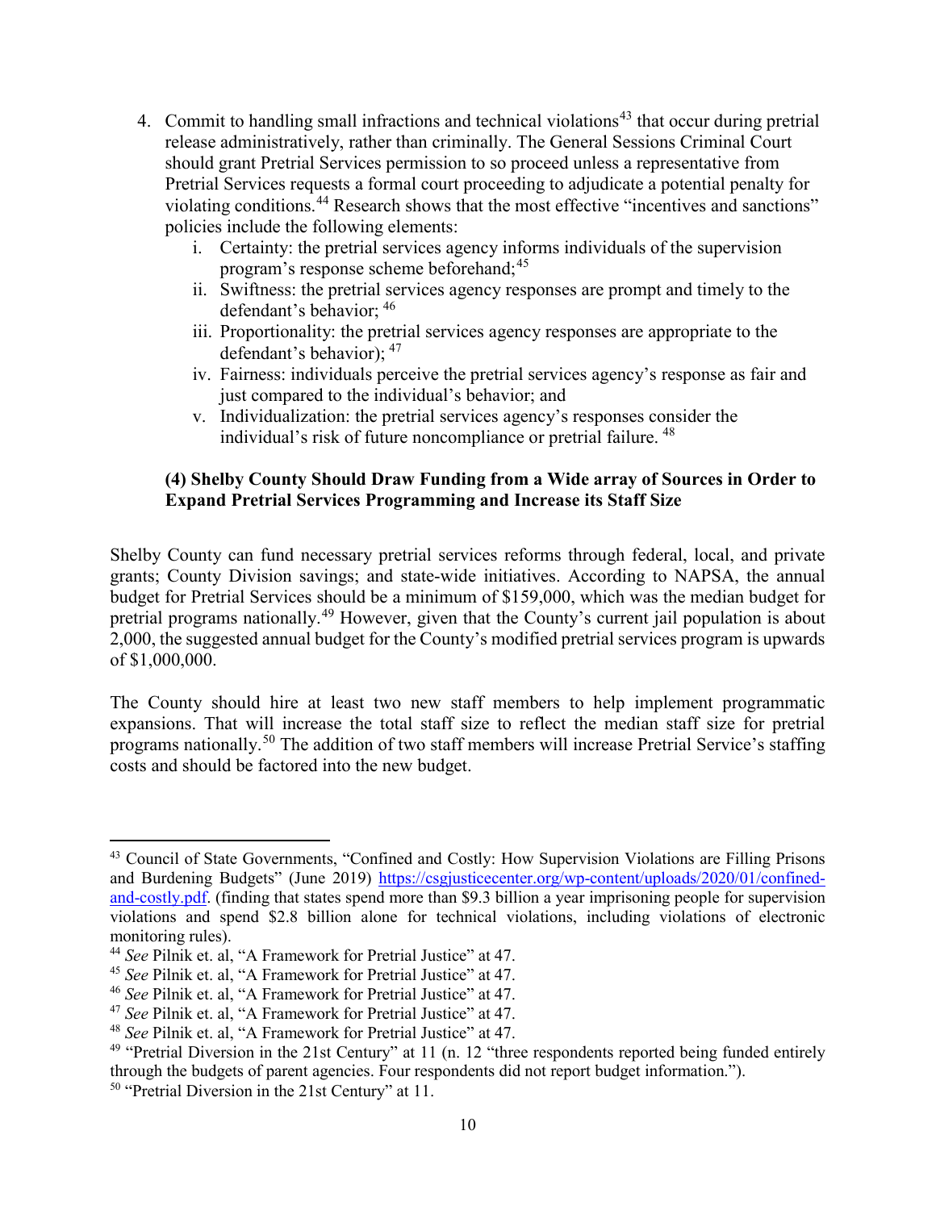4. Commit to handling small infractions and technical violations[43] that occur during pretrial release administratively, rather than criminally. The General Sessions Criminal Court should grant Pretrial Services permission to so proceed unless a representative from Pretrial Services requests a formal court proceeding to adjudicate a potential penalty for violating conditions.[44] Research shows that the most effective "incentives and sanctions" policies include the following elements:
   i. Certainty: the pretrial services agency informs individuals of the supervision program's response scheme beforehand;[45]
   ii. Swiftness: the pretrial services agency responses are prompt and timely to the defendant's behavior; [46]
   iii. Proportionality: the pretrial services agency responses are appropriate to the defendant's behavior); [47]
   iv. Fairness: individuals perceive the pretrial services agency's response as fair and just compared to the individual's behavior; and
   v. Individualization: the pretrial services agency's responses consider the individual's risk of future noncompliance or pretrial failure. [48]

**(4) Shelby County Should Draw Funding from a Wide array of Sources in Order to Expand Pretrial Services Programming and Increase its Staff Size**

Shelby County can fund necessary pretrial services reforms through federal, local, and private grants; County Division savings; and state-wide initiatives. According to NAPSA, the annual budget for Pretrial Services should be a minimum of $159,000, which was the median budget for pretrial programs nationally.[49] However, given that the County's current jail population is about 2,000, the suggested annual budget for the County's modified pretrial services program is upwards of $1,000,000.

The County should hire at least two new staff members to help implement programmatic expansions. That will increase the total staff size to reflect the median staff size for pretrial programs nationally.[50] The addition of two staff members will increase Pretrial Service's staffing costs and should be factored into the new budget.

---

[43] Council of State Governments, "Confined and Costly: How Supervision Violations are Filling Prisons and Burdening Budgets" (June 2019) https://csgjusticecenter.org/wp-content/uploads/2020/01/confined-and-costly.pdf. (finding that states spend more than $9.3 billion a year imprisoning people for supervision violations and spend $2.8 billion alone for technical violations, including violations of electronic monitoring rules).

[44] *See* Pilnik et. al, "A Framework for Pretrial Justice" at 47.

[45] *See* Pilnik et. al, "A Framework for Pretrial Justice" at 47.

[46] *See* Pilnik et. al, "A Framework for Pretrial Justice" at 47.

[47] *See* Pilnik et. al, "A Framework for Pretrial Justice" at 47.

[48] *See* Pilnik et. al, "A Framework for Pretrial Justice" at 47.

[49] "Pretrial Diversion in the 21st Century" at 11 (n. 12 "three respondents reported being funded entirely through the budgets of parent agencies. Four respondents did not report budget information.").

[50] "Pretrial Diversion in the 21st Century" at 11.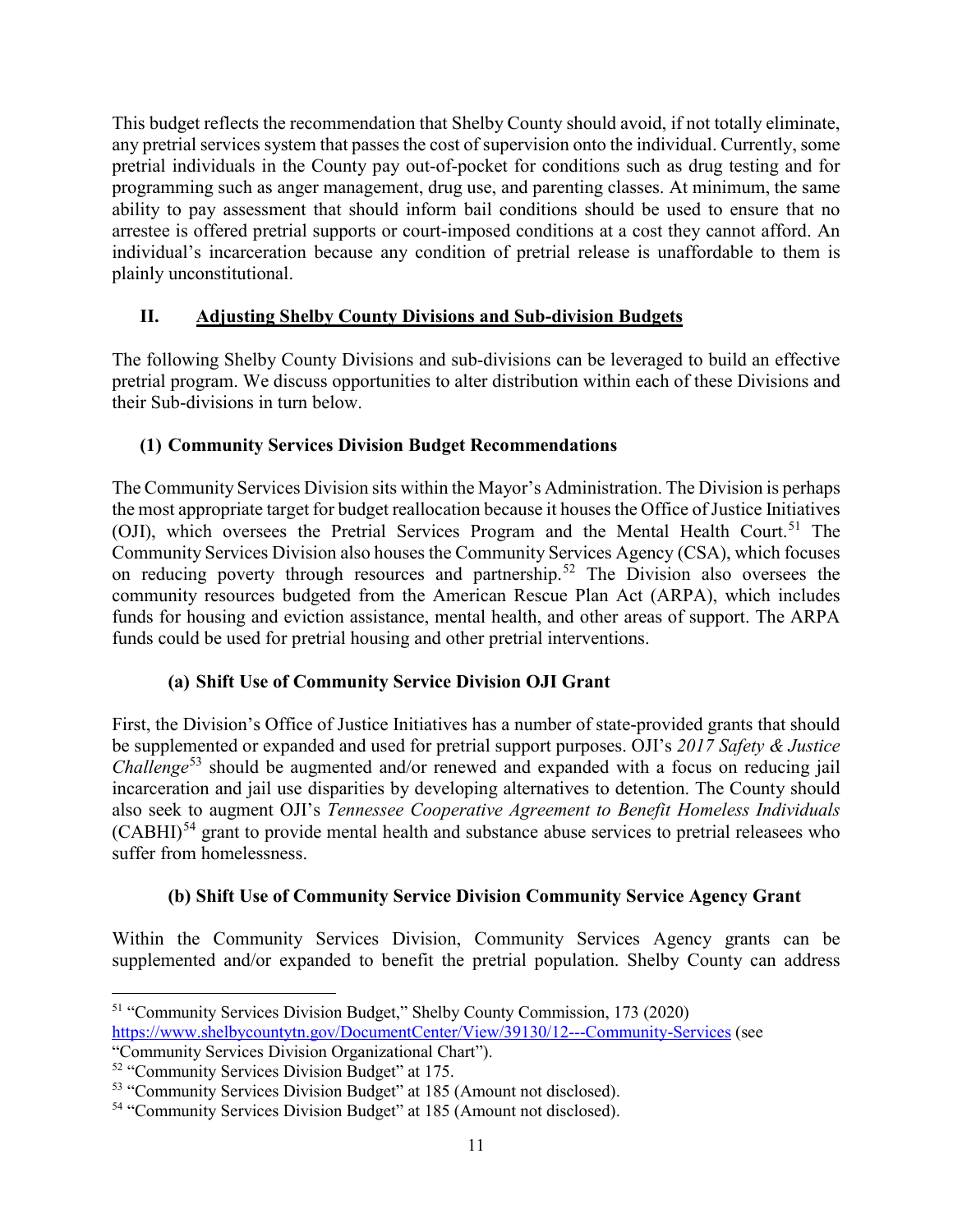This budget reflects the recommendation that Shelby County should avoid, if not totally eliminate, any pretrial services system that passes the cost of supervision onto the individual. Currently, some pretrial individuals in the County pay out-of-pocket for conditions such as drug testing and for programming such as anger management, drug use, and parenting classes. At minimum, the same ability to pay assessment that should inform bail conditions should be used to ensure that no arrestee is offered pretrial supports or court-imposed conditions at a cost they cannot afford. An individual's incarceration because any condition of pretrial release is unaffordable to them is plainly unconstitutional.

## II. Adjusting Shelby County Divisions and Sub-division Budgets

The following Shelby County Divisions and sub-divisions can be leveraged to build an effective pretrial program. We discuss opportunities to alter distribution within each of these Divisions and their Sub-divisions in turn below.

### (1) Community Services Division Budget Recommendations

The Community Services Division sits within the Mayor's Administration. The Division is perhaps the most appropriate target for budget reallocation because it houses the Office of Justice Initiatives (OJI), which oversees the Pretrial Services Program and the Mental Health Court.[51] The Community Services Division also houses the Community Services Agency (CSA), which focuses on reducing poverty through resources and partnership.[52] The Division also oversees the community resources budgeted from the American Rescue Plan Act (ARPA), which includes funds for housing and eviction assistance, mental health, and other areas of support. The ARPA funds could be used for pretrial housing and other pretrial interventions.

#### (a) Shift Use of Community Service Division OJI Grant

First, the Division's Office of Justice Initiatives has a number of state-provided grants that should be supplemented or expanded and used for pretrial support purposes. OJI's *2017 Safety & Justice Challenge*[53] should be augmented and/or renewed and expanded with a focus on reducing jail incarceration and jail use disparities by developing alternatives to detention. The County should also seek to augment OJI's *Tennessee Cooperative Agreement to Benefit Homeless Individuals* (CABHI)[54] grant to provide mental health and substance abuse services to pretrial releasees who suffer from homelessness.

#### (b) Shift Use of Community Service Division Community Service Agency Grant

Within the Community Services Division, Community Services Agency grants can be supplemented and/or expanded to benefit the pretrial population. Shelby County can address

---

[51] "Community Services Division Budget," Shelby County Commission, 173 (2020) https://www.shelbycountytn.gov/DocumentCenter/View/39130/12---Community-Services (see "Community Services Division Organizational Chart").

[52] "Community Services Division Budget" at 175.

[53] "Community Services Division Budget" at 185 (Amount not disclosed).

[54] "Community Services Division Budget" at 185 (Amount not disclosed).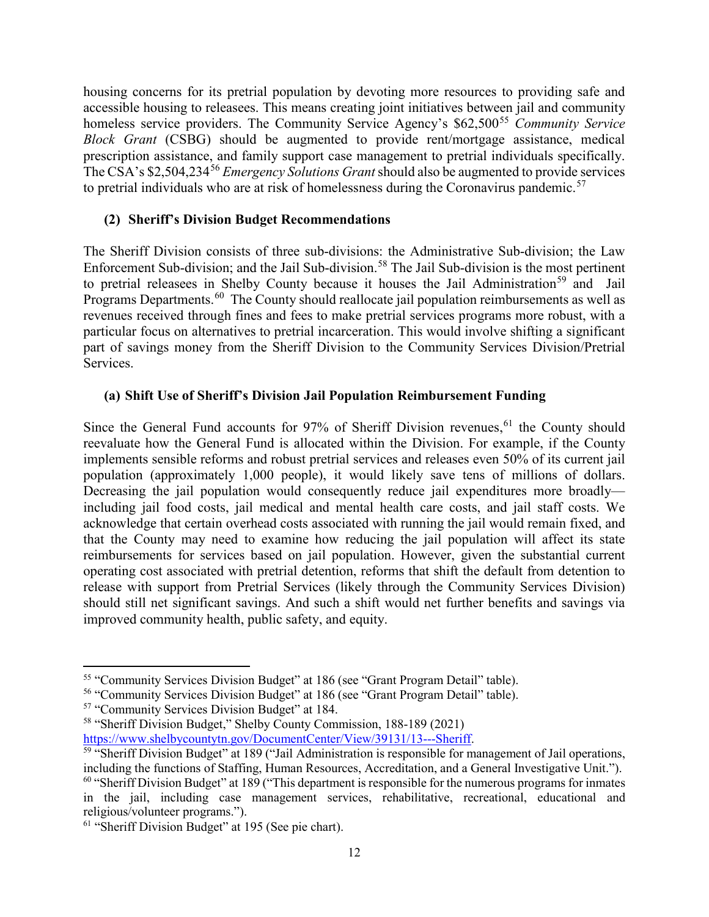housing concerns for its pretrial population by devoting more resources to providing safe and accessible housing to releasees. This means creating joint initiatives between jail and community homeless service providers. The Community Service Agency's $62,500[55] *Community Service Block Grant* (CSBG) should be augmented to provide rent/mortgage assistance, medical prescription assistance, and family support case management to pretrial individuals specifically. The CSA's $2,504,234[56] *Emergency Solutions Grant* should also be augmented to provide services to pretrial individuals who are at risk of homelessness during the Coronavirus pandemic.[57]

### (2) Sheriff's Division Budget Recommendations

The Sheriff Division consists of three sub-divisions: the Administrative Sub-division; the Law Enforcement Sub-division; and the Jail Sub-division.[58] The Jail Sub-division is the most pertinent to pretrial releasees in Shelby County because it houses the Jail Administration[59] and Jail Programs Departments.[60] The County should reallocate jail population reimbursements as well as revenues received through fines and fees to make pretrial services programs more robust, with a particular focus on alternatives to pretrial incarceration. This would involve shifting a significant part of savings money from the Sheriff Division to the Community Services Division/Pretrial Services.

#### (a) Shift Use of Sheriff's Division Jail Population Reimbursement Funding

Since the General Fund accounts for 97% of Sheriff Division revenues,[61] the County should reevaluate how the General Fund is allocated within the Division. For example, if the County implements sensible reforms and robust pretrial services and releases even 50% of its current jail population (approximately 1,000 people), it would likely save tens of millions of dollars. Decreasing the jail population would consequently reduce jail expenditures more broadly—including jail food costs, jail medical and mental health care costs, and jail staff costs. We acknowledge that certain overhead costs associated with running the jail would remain fixed, and that the County may need to examine how reducing the jail population will affect its state reimbursements for services based on jail population. However, given the substantial current operating cost associated with pretrial detention, reforms that shift the default from detention to release with support from Pretrial Services (likely through the Community Services Division) should still net significant savings. And such a shift would net further benefits and savings via improved community health, public safety, and equity.

---

[55] "Community Services Division Budget" at 186 (see "Grant Program Detail" table).

[56] "Community Services Division Budget" at 186 (see "Grant Program Detail" table).

[57] "Community Services Division Budget" at 184.

[58] "Sheriff Division Budget," Shelby County Commission, 188-189 (2021) https://www.shelbycountytn.gov/DocumentCenter/View/39131/13---Sheriff.

[59] "Sheriff Division Budget" at 189 ("Jail Administration is responsible for management of Jail operations, including the functions of Staffing, Human Resources, Accreditation, and a General Investigative Unit.").

[60] "Sheriff Division Budget" at 189 ("This department is responsible for the numerous programs for inmates in the jail, including case management services, rehabilitative, recreational, educational and religious/volunteer programs.").

[61] "Sheriff Division Budget" at 195 (See pie chart).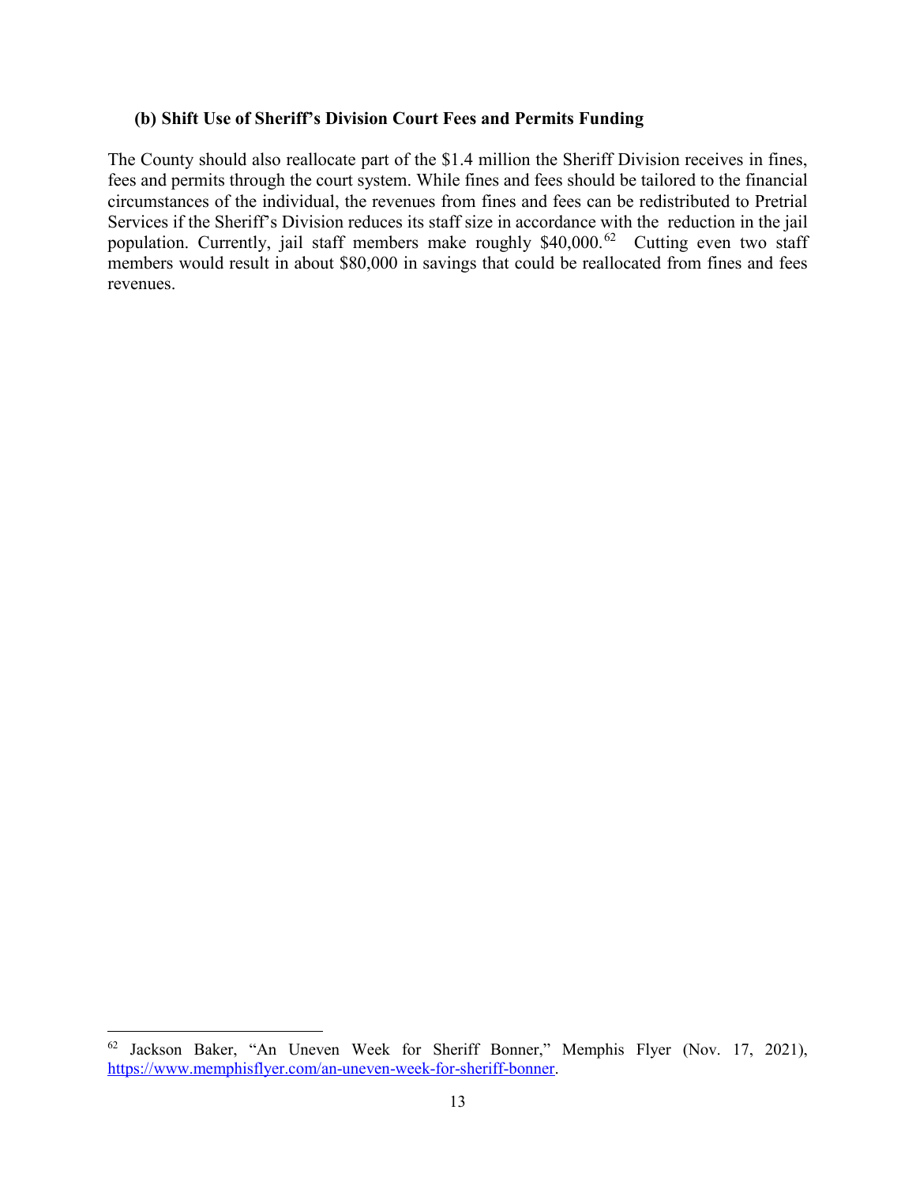### (b) Shift Use of Sheriff's Division Court Fees and Permits Funding

The County should also reallocate part of the $1.4 million the Sheriff Division receives in fines, fees and permits through the court system. While fines and fees should be tailored to the financial circumstances of the individual, the revenues from fines and fees can be redistributed to Pretrial Services if the Sheriff's Division reduces its staff size in accordance with the reduction in the jail population. Currently, jail staff members make roughly $40,000.[62] Cutting even two staff members would result in about $80,000 in savings that could be reallocated from fines and fees revenues.

---

[62] Jackson Baker, "An Uneven Week for Sheriff Bonner," Memphis Flyer (Nov. 17, 2021), https://www.memphisflyer.com/an-uneven-week-for-sheriff-bonner.